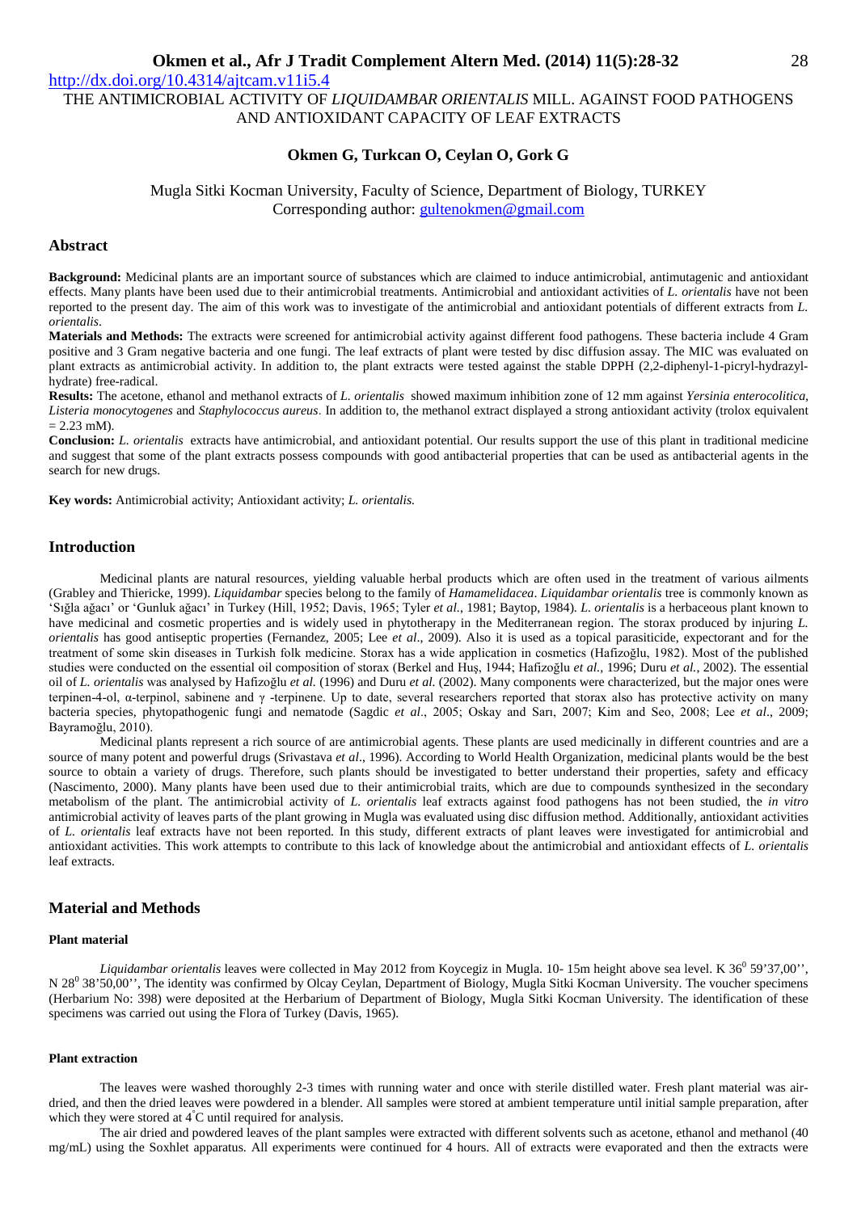http://dx.doi.org/10.4314/ajtcam.v11i5.4

# THE ANTIMICROBIAL ACTIVITY OF *LIQUIDAMBAR ORIENTALIS* MILL. AGAINST FOOD PATHOGENS AND ANTIOXIDANT CAPACITY OF LEAF EXTRACTS

**Okmen G, Turkcan O, Ceylan O, Gork G**

Mugla Sitki Kocman University, Faculty of Science, Department of Biology, TURKEY
Corresponding author: gultenokmen@gmail.com

## Abstract

**Background:** Medicinal plants are an important source of substances which are claimed to induce antimicrobial, antimutagenic and antioxidant effects. Many plants have been used due to their antimicrobial treatments. Antimicrobial and antioxidant activities of *L. orientalis* have not been reported to the present day. The aim of this work was to investigate of the antimicrobial and antioxidant potentials of different extracts from *L. orientalis*.

**Materials and Methods:** The extracts were screened for antimicrobial activity against different food pathogens. These bacteria include 4 Gram positive and 3 Gram negative bacteria and one fungi. The leaf extracts of plant were tested by disc diffusion assay. The MIC was evaluated on plant extracts as antimicrobial activity. In addition to, the plant extracts were tested against the stable DPPH (2,2-diphenyl-1-picryl-hydrazyl-hydrate) free-radical.

**Results:** The acetone, ethanol and methanol extracts of *L. orientalis* showed maximum inhibition zone of 12 mm against *Yersinia enterocolitica*, *Listeria monocytogenes* and *Staphylococcus aureus*. In addition to, the methanol extract displayed a strong antioxidant activity (trolox equivalent = 2.23 mM).

**Conclusion:** *L. orientalis* extracts have antimicrobial, and antioxidant potential. Our results support the use of this plant in traditional medicine and suggest that some of the plant extracts possess compounds with good antibacterial properties that can be used as antibacterial agents in the search for new drugs.

**Key words:** Antimicrobial activity; Antioxidant activity; *L. orientalis.*

## Introduction

Medicinal plants are natural resources, yielding valuable herbal products which are often used in the treatment of various ailments (Grabley and Thiericke, 1999). *Liquidambar* species belong to the family of *Hamamelidacea*. *Liquidambar orientalis* tree is commonly known as 'Sığla ağacı' or 'Gunluk ağacı' in Turkey (Hill, 1952; Davis, 1965; Tyler *et al.*, 1981; Baytop, 1984). *L. orientalis* is a herbaceous plant known to have medicinal and cosmetic properties and is widely used in phytotherapy in the Mediterranean region. The storax produced by injuring *L. orientalis* has good antiseptic properties (Fernandez, 2005; Lee *et al*., 2009). Also it is used as a topical parasiticide, expectorant and for the treatment of some skin diseases in Turkish folk medicine. Storax has a wide application in cosmetics (Hafizoğlu, 1982). Most of the published studies were conducted on the essential oil composition of storax (Berkel and Huş, 1944; Hafizoğlu *et al.*, 1996; Duru *et al.*, 2002). The essential oil of *L. orientalis* was analysed by Hafizoğlu *et al.* (1996) and Duru *et al.* (2002). Many components were characterized, but the major ones were terpinen-4-ol, α-terpinol, sabinene and γ -terpinene. Up to date, several researchers reported that storax also has protective activity on many bacteria species, phytopathogenic fungi and nematode (Sagdic *et al*., 2005; Oskay and Sarı, 2007; Kim and Seo, 2008; Lee *et al*., 2009; Bayramoğlu, 2010).

Medicinal plants represent a rich source of are antimicrobial agents. These plants are used medicinally in different countries and are a source of many potent and powerful drugs (Srivastava *et al*., 1996). According to World Health Organization, medicinal plants would be the best source to obtain a variety of drugs. Therefore, such plants should be investigated to better understand their properties, safety and efficacy (Nascimento, 2000). Many plants have been used due to their antimicrobial traits, which are due to compounds synthesized in the secondary metabolism of the plant. The antimicrobial activity of *L. orientalis* leaf extracts against food pathogens has not been studied, the *in vitro* antimicrobial activity of leaves parts of the plant growing in Mugla was evaluated using disc diffusion method. Additionally, antioxidant activities of *L. orientalis* leaf extracts have not been reported. In this study, different extracts of plant leaves were investigated for antimicrobial and antioxidant activities. This work attempts to contribute to this lack of knowledge about the antimicrobial and antioxidant effects of *L. orientalis* leaf extracts.

## Material and Methods

### Plant material

*Liquidambar orientalis* leaves were collected in May 2012 from Koycegiz in Mugla. 10- 15m height above sea level. K 36$^0$ 59'37,00'', N 28$^0$ 38'50,00'', The identity was confirmed by Olcay Ceylan, Department of Biology, Mugla Sitki Kocman University. The voucher specimens (Herbarium No: 398) were deposited at the Herbarium of Department of Biology, Mugla Sitki Kocman University. The identification of these specimens was carried out using the Flora of Turkey (Davis, 1965).

### Plant extraction

The leaves were washed thoroughly 2-3 times with running water and once with sterile distilled water. Fresh plant material was air-dried, and then the dried leaves were powdered in a blender. All samples were stored at ambient temperature until initial sample preparation, after which they were stored at 4$^{\circ}$C until required for analysis.

The air dried and powdered leaves of the plant samples were extracted with different solvents such as acetone, ethanol and methanol (40 mg/mL) using the Soxhlet apparatus. All experiments were continued for 4 hours. All of extracts were evaporated and then the extracts were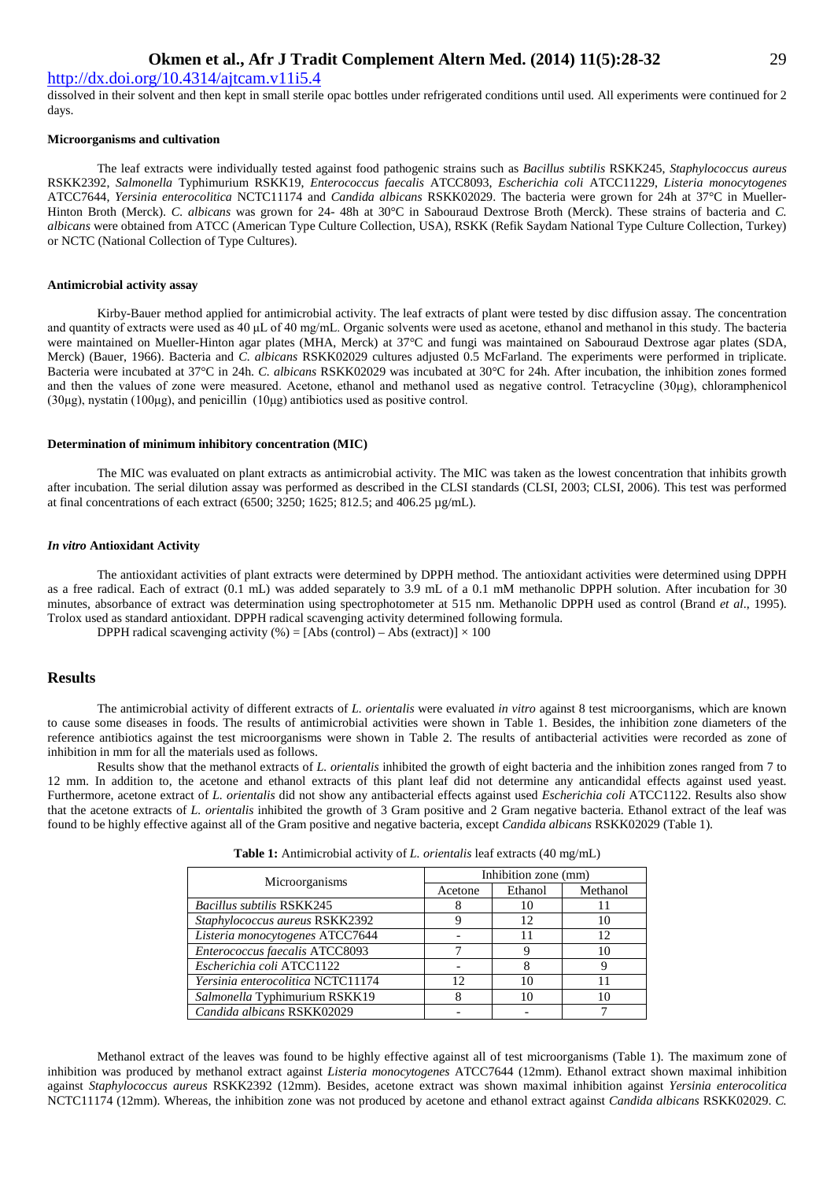dissolved in their solvent and then kept in small sterile opac bottles under refrigerated conditions until used. All experiments were continued for 2 days.

#### Microorganisms and cultivation

The leaf extracts were individually tested against food pathogenic strains such as *Bacillus subtilis* RSKK245, *Staphylococcus aureus* RSKK2392, *Salmonella* Typhimurium RSKK19, *Enterococcus faecalis* ATCC8093, *Escherichia coli* ATCC11229, *Listeria monocytogenes* ATCC7644, *Yersinia enterocolitica* NCTC11174 and *Candida albicans* RSKK02029. The bacteria were grown for 24h at 37°C in Mueller-Hinton Broth (Merck). *C. albicans* was grown for 24- 48h at 30°C in Sabouraud Dextrose Broth (Merck). These strains of bacteria and *C. albicans* were obtained from ATCC (American Type Culture Collection, USA), RSKK (Refik Saydam National Type Culture Collection, Turkey) or NCTC (National Collection of Type Cultures).

#### Antimicrobial activity assay

Kirby-Bauer method applied for antimicrobial activity. The leaf extracts of plant were tested by disc diffusion assay. The concentration and quantity of extracts were used as 40 µL of 40 mg/mL. Organic solvents were used as acetone, ethanol and methanol in this study. The bacteria were maintained on Mueller-Hinton agar plates (MHA, Merck) at 37°C and fungi was maintained on Sabouraud Dextrose agar plates (SDA, Merck) (Bauer, 1966). Bacteria and *C. albicans* RSKK02029 cultures adjusted 0.5 McFarland. The experiments were performed in triplicate. Bacteria were incubated at 37°C in 24h. *C. albicans* RSKK02029 was incubated at 30°C for 24h. After incubation, the inhibition zones formed and then the values of zone were measured. Acetone, ethanol and methanol used as negative control. Tetracycline (30µg), chloramphenicol (30µg), nystatin (100µg), and penicillin (10µg) antibiotics used as positive control.

#### Determination of minimum inhibitory concentration (MIC)

The MIC was evaluated on plant extracts as antimicrobial activity. The MIC was taken as the lowest concentration that inhibits growth after incubation. The serial dilution assay was performed as described in the CLSI standards (CLSI, 2003; CLSI, 2006). This test was performed at final concentrations of each extract (6500; 3250; 1625; 812.5; and 406.25 µg/mL).

#### *In vitro* Antioxidant Activity

The antioxidant activities of plant extracts were determined by DPPH method. The antioxidant activities were determined using DPPH as a free radical. Each of extract (0.1 mL) was added separately to 3.9 mL of a 0.1 mM methanolic DPPH solution. After incubation for 30 minutes, absorbance of extract was determination using spectrophotometer at 515 nm. Methanolic DPPH used as control (Brand *et al*., 1995). Trolox used as standard antioxidant. DPPH radical scavenging activity determined following formula.

DPPH radical scavenging activity (%) = [Abs (control) – Abs (extract)] × 100

## Results

The antimicrobial activity of different extracts of *L. orientalis* were evaluated *in vitro* against 8 test microorganisms, which are known to cause some diseases in foods. The results of antimicrobial activities were shown in Table 1. Besides, the inhibition zone diameters of the reference antibiotics against the test microorganisms were shown in Table 2. The results of antibacterial activities were recorded as zone of inhibition in mm for all the materials used as follows.

Results show that the methanol extracts of *L. orientalis* inhibited the growth of eight bacteria and the inhibition zones ranged from 7 to 12 mm. In addition to, the acetone and ethanol extracts of this plant leaf did not determine any anticandidal effects against used yeast. Furthermore, acetone extract of *L. orientalis* did not show any antibacterial effects against used *Escherichia coli* ATCC1122. Results also show that the acetone extracts of *L. orientalis* inhibited the growth of 3 Gram positive and 2 Gram negative bacteria. Ethanol extract of the leaf was found to be highly effective against all of the Gram positive and negative bacteria, except *Candida albicans* RSKK02029 (Table 1).

**Table 1:** Antimicrobial activity of *L. orientalis* leaf extracts (40 mg/mL)

| Microorganisms | Inhibition zone (mm) | | |
|---|---|---|---|
| | Acetone | Ethanol | Methanol |
| *Bacillus subtilis* RSKK245 | 8 | 10 | 11 |
| *Staphylococcus aureus* RSKK2392 | 9 | 12 | 10 |
| *Listeria monocytogenes* ATCC7644 | - | 11 | 12 |
| *Enterococcus faecalis* ATCC8093 | 7 | 9 | 10 |
| *Escherichia coli* ATCC1122 | - | 8 | 9 |
| *Yersinia enterocolitica* NCTC11174 | 12 | 10 | 11 |
| *Salmonella* Typhimurium RSKK19 | 8 | 10 | 10 |
| *Candida albicans* RSKK02029 | - | - | 7 |

Methanol extract of the leaves was found to be highly effective against all of test microorganisms (Table 1). The maximum zone of inhibition was produced by methanol extract against *Listeria monocytogenes* ATCC7644 (12mm). Ethanol extract shown maximal inhibition against *Staphylococcus aureus* RSKK2392 (12mm). Besides, acetone extract was shown maximal inhibition against *Yersinia enterocolitica* NCTC11174 (12mm). Whereas, the inhibition zone was not produced by acetone and ethanol extract against *Candida albicans* RSKK02029. *C.*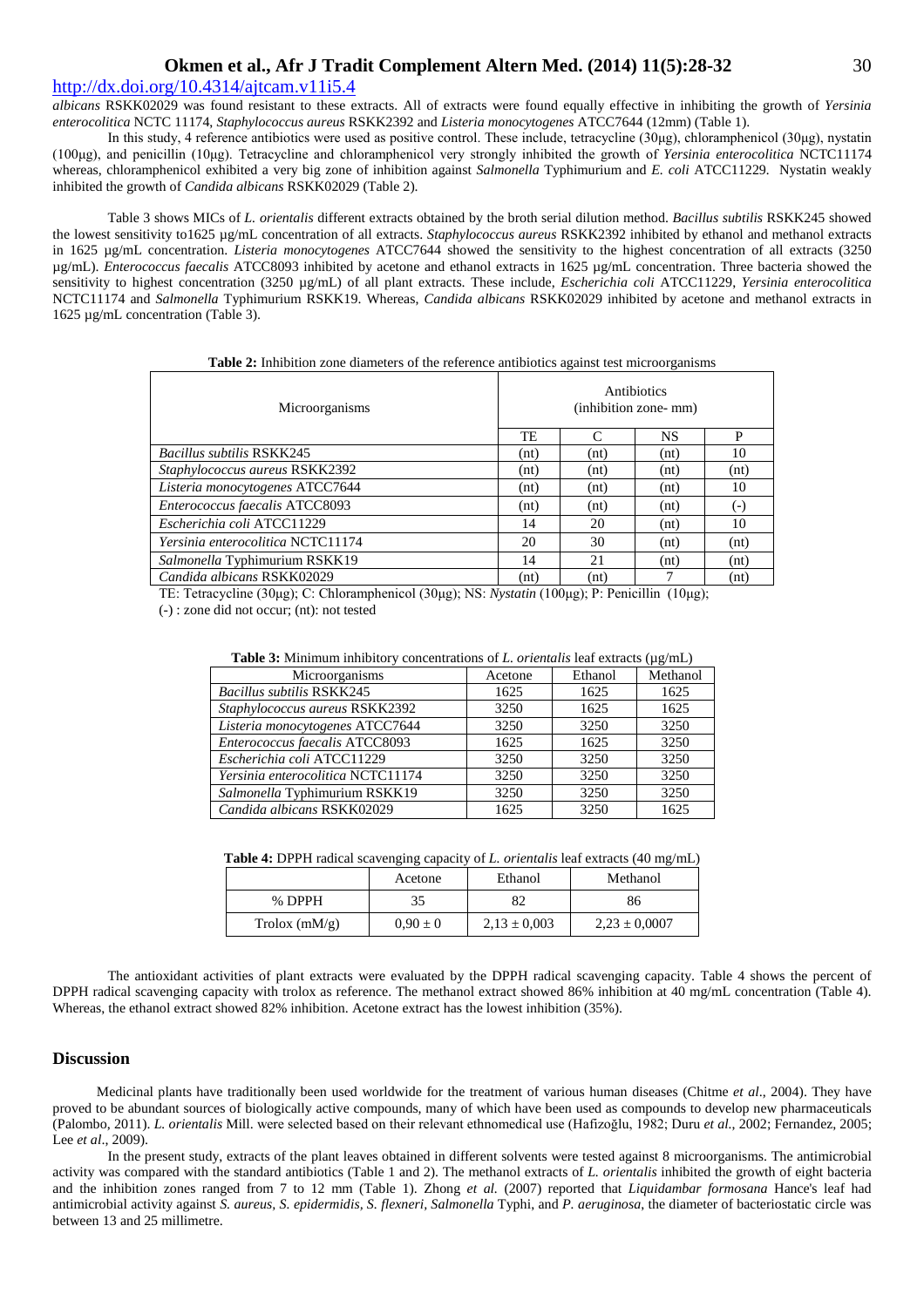*albicans* RSKK02029 was found resistant to these extracts. All of extracts were found equally effective in inhibiting the growth of *Yersinia enterocolitica* NCTC 11174, *Staphylococcus aureus* RSKK2392 and *Listeria monocytogenes* ATCC7644 (12mm) (Table 1).

In this study, 4 reference antibiotics were used as positive control. These include, tetracycline (30µg), chloramphenicol (30µg), nystatin (100µg), and penicillin (10µg). Tetracycline and chloramphenicol very strongly inhibited the growth of *Yersinia enterocolitica* NCTC11174 whereas, chloramphenicol exhibited a very big zone of inhibition against *Salmonella* Typhimurium and *E. coli* ATCC11229. Nystatin weakly inhibited the growth of *Candida albicans* RSKK02029 (Table 2).

Table 3 shows MICs of *L. orientalis* different extracts obtained by the broth serial dilution method. *Bacillus subtilis* RSKK245 showed the lowest sensitivity to1625 µg/mL concentration of all extracts. *Staphylococcus aureus* RSKK2392 inhibited by ethanol and methanol extracts in 1625 µg/mL concentration. *Listeria monocytogenes* ATCC7644 showed the sensitivity to the highest concentration of all extracts (3250 µg/mL). *Enterococcus faecalis* ATCC8093 inhibited by acetone and ethanol extracts in 1625 µg/mL concentration. Three bacteria showed the sensitivity to highest concentration (3250 µg/mL) of all plant extracts. These include, *Escherichia coli* ATCC11229, *Yersinia enterocolitica* NCTC11174 and *Salmonella* Typhimurium RSKK19. Whereas, *Candida albicans* RSKK02029 inhibited by acetone and methanol extracts in 1625 µg/mL concentration (Table 3).

**Table 2:** Inhibition zone diameters of the reference antibiotics against test microorganisms

| Microorganisms | Antibiotics (inhibition zone- mm) | | | |
|---|---|---|---|---|
| | TE | C | NS | P |
| *Bacillus subtilis* RSKK245 | (nt) | (nt) | (nt) | 10 |
| *Staphylococcus aureus* RSKK2392 | (nt) | (nt) | (nt) | (nt) |
| *Listeria monocytogenes* ATCC7644 | (nt) | (nt) | (nt) | 10 |
| *Enterococcus faecalis* ATCC8093 | (nt) | (nt) | (nt) | (-) |
| *Escherichia coli* ATCC11229 | 14 | 20 | (nt) | 10 |
| *Yersinia enterocolitica* NCTC11174 | 20 | 30 | (nt) | (nt) |
| *Salmonella* Typhimurium RSKK19 | 14 | 21 | (nt) | (nt) |
| *Candida albicans* RSKK02029 | (nt) | (nt) | 7 | (nt) |

TE: Tetracycline (30µg); C: Chloramphenicol (30µg); NS: *Nystatin* (100µg); P: Penicillin (10µg);
(-) : zone did not occur; (nt): not tested

**Table 3:** Minimum inhibitory concentrations of *L. orientalis* leaf extracts (µg/mL)

| Microorganisms | Acetone | Ethanol | Methanol |
|---|---|---|---|
| *Bacillus subtilis* RSKK245 | 1625 | 1625 | 1625 |
| *Staphylococcus aureus* RSKK2392 | 3250 | 1625 | 1625 |
| *Listeria monocytogenes* ATCC7644 | 3250 | 3250 | 3250 |
| *Enterococcus faecalis* ATCC8093 | 1625 | 1625 | 3250 |
| *Escherichia coli* ATCC11229 | 3250 | 3250 | 3250 |
| *Yersinia enterocolitica* NCTC11174 | 3250 | 3250 | 3250 |
| *Salmonella* Typhimurium RSKK19 | 3250 | 3250 | 3250 |
| *Candida albicans* RSKK02029 | 1625 | 3250 | 1625 |

**Table 4:** DPPH radical scavenging capacity of *L. orientalis* leaf extracts (40 mg/mL)

| | Acetone | Ethanol | Methanol |
|---|---|---|---|
| % DPPH | 35 | 82 | 86 |
| Trolox (mM/g) | 0,90 ± 0 | 2,13 ± 0,003 | 2,23 ± 0,0007 |

The antioxidant activities of plant extracts were evaluated by the DPPH radical scavenging capacity. Table 4 shows the percent of DPPH radical scavenging capacity with trolox as reference. The methanol extract showed 86% inhibition at 40 mg/mL concentration (Table 4). Whereas, the ethanol extract showed 82% inhibition. Acetone extract has the lowest inhibition (35%).

## Discussion

Medicinal plants have traditionally been used worldwide for the treatment of various human diseases (Chitme *et al*., 2004). They have proved to be abundant sources of biologically active compounds, many of which have been used as compounds to develop new pharmaceuticals (Palombo, 2011). *L. orientalis* Mill. were selected based on their relevant ethnomedical use (Hafizoğlu, 1982; Duru *et al.*, 2002; Fernandez, 2005; Lee *et al*., 2009).

In the present study, extracts of the plant leaves obtained in different solvents were tested against 8 microorganisms. The antimicrobial activity was compared with the standard antibiotics (Table 1 and 2). The methanol extracts of *L. orientalis* inhibited the growth of eight bacteria and the inhibition zones ranged from 7 to 12 mm (Table 1). Zhong *et al.* (2007) reported that *Liquidambar formosana* Hance's leaf had antimicrobial activity against *S. aureus*, *S. epidermidis, S. flexneri*, *Salmonella* Typhi, and *P. aeruginosa*, the diameter of bacteriostatic circle was between 13 and 25 millimetre.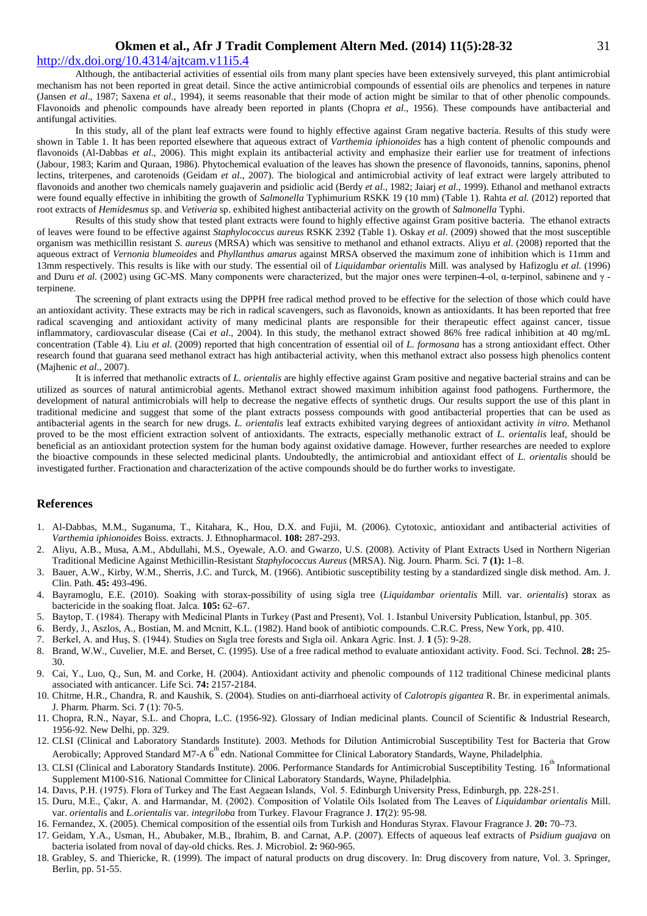Although, the antibacterial activities of essential oils from many plant species have been extensively surveyed, this plant antimicrobial mechanism has not been reported in great detail. Since the active antimicrobial compounds of essential oils are phenolics and terpenes in nature (Jansen *et al*., 1987; Saxena *et al*., 1994), it seems reasonable that their mode of action might be similar to that of other phenolic compounds. Flavonoids and phenolic compounds have already been reported in plants (Chopra *et al*., 1956). These compounds have antibacterial and antifungal activities.

In this study, all of the plant leaf extracts were found to highly effective against Gram negative bacteria. Results of this study were shown in Table 1. It has been reported elsewhere that aqueous extract of *Varthemia iphionoides* has a high content of phenolic compounds and flavonoids (Al-Dabbas *et al*., 2006). This might explain its antibacterial activity and emphasize their earlier use for treatment of infections (Jabour, 1983; Karim and Quraan, 1986). Phytochemical evaluation of the leaves has shown the presence of flavonoids, tannins, saponins, phenol lectins, triterpenes, and carotenoids (Geidam *et al*., 2007). The biological and antimicrobial activity of leaf extract were largely attributed to flavonoids and another two chemicals namely guajaverin and psidiolic acid (Berdy *et al*., 1982; Jaiarj *et al*., 1999). Ethanol and methanol extracts were found equally effective in inhibiting the growth of *Salmonella* Typhimurium RSKK 19 (10 mm) (Table 1). Rahta *et al.* (2012) reported that root extracts of *Hemidesmus* sp. and *Vetiveria* sp. exhibited highest antibacterial activity on the growth of *Salmonella* Typhi.

Results of this study show that tested plant extracts were found to highly effective against Gram positive bacteria. The ethanol extracts of leaves were found to be effective against *Staphylococcus aureus* RSKK 2392 (Table 1). Oskay *et al*. (2009) showed that the most susceptible organism was methicillin resistant *S. aureus* (MRSA) which was sensitive to methanol and ethanol extracts. Aliyu *et al*. (2008) reported that the aqueous extract of *Vernonia blumeoides* and *Phyllanthus amarus* against MRSA observed the maximum zone of inhibition which is 11mm and 13mm respectively. This results is like with our study. The essential oil of *Liquidambar orientalis* Mill. was analysed by Hafizoglu *et al.* (1996) and Duru *et al.* (2002) using GC-MS. Many components were characterized, but the major ones were terpinen-4-ol, α-terpinol, sabinene and γ -terpinene.

The screening of plant extracts using the DPPH free radical method proved to be effective for the selection of those which could have an antioxidant activity. These extracts may be rich in radical scavengers, such as flavonoids, known as antioxidants. It has been reported that free radical scavenging and antioxidant activity of many medicinal plants are responsible for their therapeutic effect against cancer, tissue inflammatory, cardiovascular disease (Cai *et al*., 2004). In this study, the methanol extract showed 86% free radical inhibition at 40 mg/mL concentration (Table 4). Liu *et al*. (2009) reported that high concentration of essential oil of *L. formosana* has a strong antioxidant effect. Other research found that guarana seed methanol extract has high antibacterial activity, when this methanol extract also possess high phenolics content (Majhenic *et al*., 2007).

It is inferred that methanolic extracts of *L. orientalis* are highly effective against Gram positive and negative bacterial strains and can be utilized as sources of natural antimicrobial agents. Methanol extract showed maximum inhibition against food pathogens. Furthermore, the development of natural antimicrobials will help to decrease the negative effects of synthetic drugs. Our results support the use of this plant in traditional medicine and suggest that some of the plant extracts possess compounds with good antibacterial properties that can be used as antibacterial agents in the search for new drugs. *L. orientalis* leaf extracts exhibited varying degrees of antioxidant activity *in vitro*. Methanol proved to be the most efficient extraction solvent of antioxidants. The extracts, especially methanolic extract of *L. orientalis* leaf, should be beneficial as an antioxidant protection system for the human body against oxidative damage. However, further researches are needed to explore the bioactive compounds in these selected medicinal plants. Undoubtedly, the antimicrobial and antioxidant effect of *L. orientalis* should be investigated further. Fractionation and characterization of the active compounds should be do further works to investigate.

## References

1. Al-Dabbas, M.M., Suganuma, T., Kitahara, K., Hou, D.X. and Fujii, M. (2006). Cytotoxic, antioxidant and antibacterial activities of *Varthemia iphionoides* Boiss. extracts. J. Ethnopharmacol. **108:** 287-293.
2. Aliyu, A.B., Musa, A.M., Abdullahi, M.S., Oyewale, A.O. and Gwarzo, U.S. (2008). Activity of Plant Extracts Used in Northern Nigerian Traditional Medicine Against Methicillin-Resistant *Staphylococcus Aureus* (MRSA). Nig. Journ. Pharm. Sci. **7 (1):** 1–8.
3. Bauer, A.W., Kirby, W.M., Sherris, J.C. and Turck, M. (1966). Antibiotic susceptibility testing by a standardized single disk method. Am. J. Clin. Path. **45:** 493-496.
4. Bayramoglu, E.E. (2010). Soaking with storax-possibility of using sigla tree (*Liquidambar orientalis* Mill. var. *orientalis*) storax as bactericide in the soaking float. Jalca. **105:** 62–67.
5. Baytop, T. (1984). Therapy with Medicinal Plants in Turkey (Past and Present), Vol. 1. Istanbul University Publication, İstanbul, pp. 305.
6. Berdy, J., Aszlos, A., Bostian, M. and Mcnitt, K.L. (1982). Hand book of antibiotic compounds. C.R.C. Press, New York, pp. 410.
7. Berkel, A. and Huş, S. (1944). Studies on Sıgla tree forests and Sıgla oil. Ankara Agric. Inst. J. **1** (5): 9-28.
8. Brand, W.W., Cuvelier, M.E. and Berset, C. (1995). Use of a free radical method to evaluate antioxidant activity. Food. Sci. Technol. **28:** 25-30.
9. Cai, Y., Luo, Q., Sun, M. and Corke, H. (2004). Antioxidant activity and phenolic compounds of 112 traditional Chinese medicinal plants associated with anticancer. Life Sci. **74:** 2157-2184.
10. Chitme, H.R., Chandra, R. and Kaushik, S. (2004). Studies on anti-diarrhoeal activity of *Calotropis gigantea* R. Br. in experimental animals. J. Pharm. Pharm. Sci. **7** (1): 70-5.
11. Chopra, R.N., Nayar, S.L. and Chopra, L.C. (1956-92). Glossary of Indian medicinal plants. Council of Scientific & Industrial Research, 1956-92. New Delhi, pp. 329.
12. CLSI (Clinical and Laboratory Standards Institute). 2003. Methods for Dilution Antimicrobial Susceptibility Test for Bacteria that Grow Aerobically; Approved Standard M7-A 6th edn. National Committee for Clinical Laboratory Standards, Wayne, Philadelphia.
13. CLSI (Clinical and Laboratory Standards Institute). 2006. Performance Standards for Antimicrobial Susceptibility Testing. 16th Informational Supplement M100-S16. National Committee for Clinical Laboratory Standards, Wayne, Philadelphia.
14. Davıs, P.H. (1975). Flora of Turkey and The East Aegaean Islands, Vol. 5. Edinburgh University Press, Edinburgh, pp. 228-251.
15. Duru, M.E., Çakır, A. and Harmandar, M. (2002). Composition of Volatile Oils Isolated from The Leaves of *Liquidambar orientalis* Mill. var. *orientalis* and *L.orientalis* var. *integriloba* from Turkey. Flavour Fragrance J. **17**(2): 95-98.
16. Fernandez, X. (2005). Chemical composition of the essential oils from Turkish and Honduras Styrax. Flavour Fragrance J. **20:** 70–73.
17. Geidam, Y.A., Usman, H., Abubaker, M.B., Ibrahim, B. and Carnat, A.P. (2007). Effects of aqueous leaf extracts of *Psidium guajava* on bacteria isolated from noval of day-old chicks. Res. J. Microbiol. **2:** 960-965.
18. Grabley, S. and Thiericke, R. (1999). The impact of natural products on drug discovery. In: Drug discovery from nature, Vol. 3. Springer, Berlin, pp. 51-55.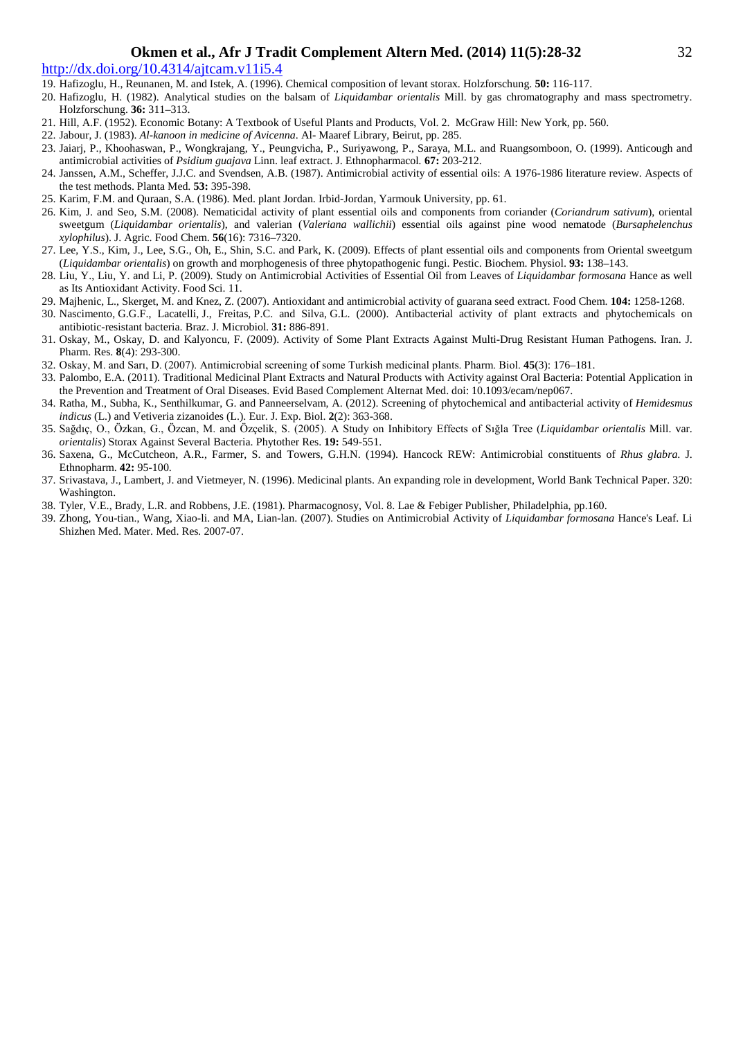19. Hafizoglu, H., Reunanen, M. and Istek, A. (1996). Chemical composition of levant storax. Holzforschung. **50:** 116-117.
20. Hafizoglu, H. (1982). Analytical studies on the balsam of *Liquidambar orientalis* Mill. by gas chromatography and mass spectrometry. Holzforschung. **36:** 311–313.
21. Hill, A.F. (1952). Economic Botany: A Textbook of Useful Plants and Products, Vol. 2. McGraw Hill: New York, pp. 560.
22. Jabour, J. (1983). *Al-kanoon in medicine of Avicenna*. Al- Maaref Library, Beirut, pp. 285.
23. Jaiarj, P., Khoohaswan, P., Wongkrajang, Y., Peungvicha, P., Suriyawong, P., Saraya, M.L. and Ruangsomboon, O. (1999). Anticough and antimicrobial activities of *Psidium guajava* Linn. leaf extract. J. Ethnopharmacol. **67:** 203-212.
24. Janssen, A.M., Scheffer, J.J.C. and Svendsen, A.B. (1987). Antimicrobial activity of essential oils: A 1976-1986 literature review. Aspects of the test methods. Planta Med. **53:** 395-398.
25. Karim, F.M. and Quraan, S.A. (1986). Med. plant Jordan. Irbid-Jordan, Yarmouk University, pp. 61.
26. Kim, J. and Seo, S.M. (2008). Nematicidal activity of plant essential oils and components from coriander (*Coriandrum sativum*), oriental sweetgum (*Liquidambar orientalis*), and valerian (*Valeriana wallichii*) essential oils against pine wood nematode (*Bursaphelenchus xylophilus*). J. Agric. Food Chem. **56**(16): 7316–7320.
27. Lee, Y.S., Kim, J., Lee, S.G., Oh, E., Shin, S.C. and Park, K. (2009). Effects of plant essential oils and components from Oriental sweetgum (*Liquidambar orientalis*) on growth and morphogenesis of three phytopathogenic fungi. Pestic. Biochem. Physiol. **93:** 138–143.
28. Liu, Y., Liu, Y. and Li, P. (2009). Study on Antimicrobial Activities of Essential Oil from Leaves of *Liquidambar formosana* Hance as well as Its Antioxidant Activity. Food Sci. 11.
29. Majhenic, L., Skerget, M. and Knez, Z. (2007). Antioxidant and antimicrobial activity of guarana seed extract. Food Chem. **104:** 1258-1268.
30. Nascimento, G.G.F., Lacatelli, J., Freitas, P.C. and Silva, G.L. (2000). Antibacterial activity of plant extracts and phytochemicals on antibiotic-resistant bacteria. Braz. J. Microbiol. **31:** 886-891.
31. Oskay, M., Oskay, D. and Kalyoncu, F. (2009). Activity of Some Plant Extracts Against Multi-Drug Resistant Human Pathogens. Iran. J. Pharm. Res. **8**(4): 293-300.
32. Oskay, M. and Sarı, D. (2007). Antimicrobial screening of some Turkish medicinal plants. Pharm. Biol. **45**(3): 176–181.
33. Palombo, E.A. (2011). Traditional Medicinal Plant Extracts and Natural Products with Activity against Oral Bacteria: Potential Application in the Prevention and Treatment of Oral Diseases. Evid Based Complement Alternat Med. doi: 10.1093/ecam/nep067.
34. Ratha, M., Subha, K., Senthilkumar, G. and Panneerselvam, A. (2012). Screening of phytochemical and antibacterial activity of *Hemidesmus indicus* (L.) and Vetiveria zizanoides (L.). Eur. J. Exp. Biol. **2**(2): 363-368.
35. Sağdıç, O., Özkan, G., Özcan, M. and Özçelik, S. (2005). A Study on Inhibitory Effects of Sığla Tree (*Liquidambar orientalis* Mill. var. *orientalis*) Storax Against Several Bacteria. Phytother Res. **19:** 549-551.
36. Saxena, G., McCutcheon, A.R., Farmer, S. and Towers, G.H.N. (1994). Hancock REW: Antimicrobial constituents of *Rhus glabra*. J. Ethnopharm. **42:** 95-100.
37. Srivastava, J., Lambert, J. and Vietmeyer, N. (1996). Medicinal plants. An expanding role in development, World Bank Technical Paper. 320: Washington.
38. Tyler, V.E., Brady, L.R. and Robbens, J.E. (1981). Pharmacognosy, Vol. 8. Lae & Febiger Publisher, Philadelphia, pp.160.
39. Zhong, You-tian., Wang, Xiao-li. and MA, Lian-lan. (2007). Studies on Antimicrobial Activity of *Liquidambar formosana* Hance's Leaf. Li Shizhen Med. Mater. Med. Res. 2007-07.